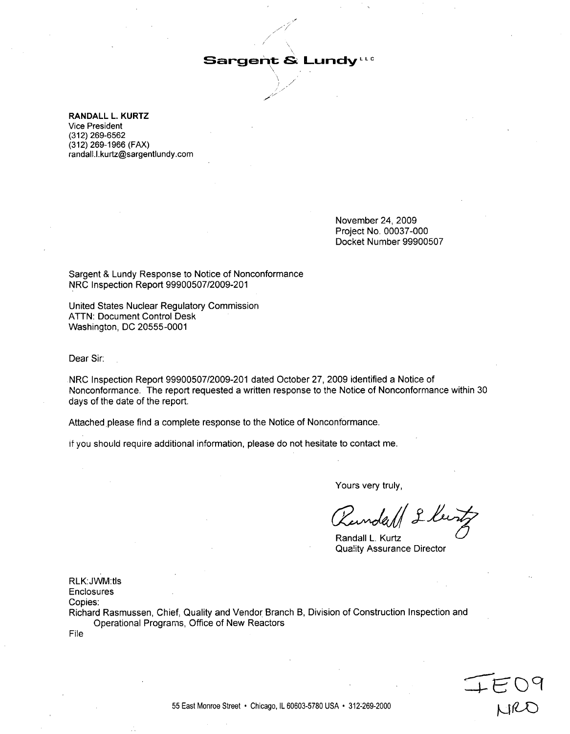**Sargent & Lundy** LLC

**RANDALL L. KURTZ**
Vice President
(312) 269-6562
(312) 269-1966 (FAX)
randall.l.kurtz@sargentlundy.com

November 24, 2009
Project No. 00037-000
Docket Number 99900507

Sargent & Lundy Response to Notice of Nonconformance
NRC Inspection Report 99900507/2009-201

United States Nuclear Regulatory Commission
ATTN: Document Control Desk
Washington, DC 20555-0001

Dear Sir:

NRC Inspection Report 99900507/2009-201 dated October 27, 2009 identified a Notice of Nonconformance. The report requested a written response to the Notice of Nonconformance within 30 days of the date of the report.

Attached please find a complete response to the Notice of Nonconformance.

If you should require additional information, please do not hesitate to contact me.

Yours very truly,

Randall L. Kurtz
Randall L. Kurtz
Quality Assurance Director

RLK:JWM:tls
Enclosures
Copies:
Richard Rasmussen, Chief, Quality and Vendor Branch B, Division of Construction Inspection and Operational Programs, Office of New Reactors
File

IE09
NRO

55 East Monroe Street • Chicago, IL 60603-5780 USA • 312-269-2000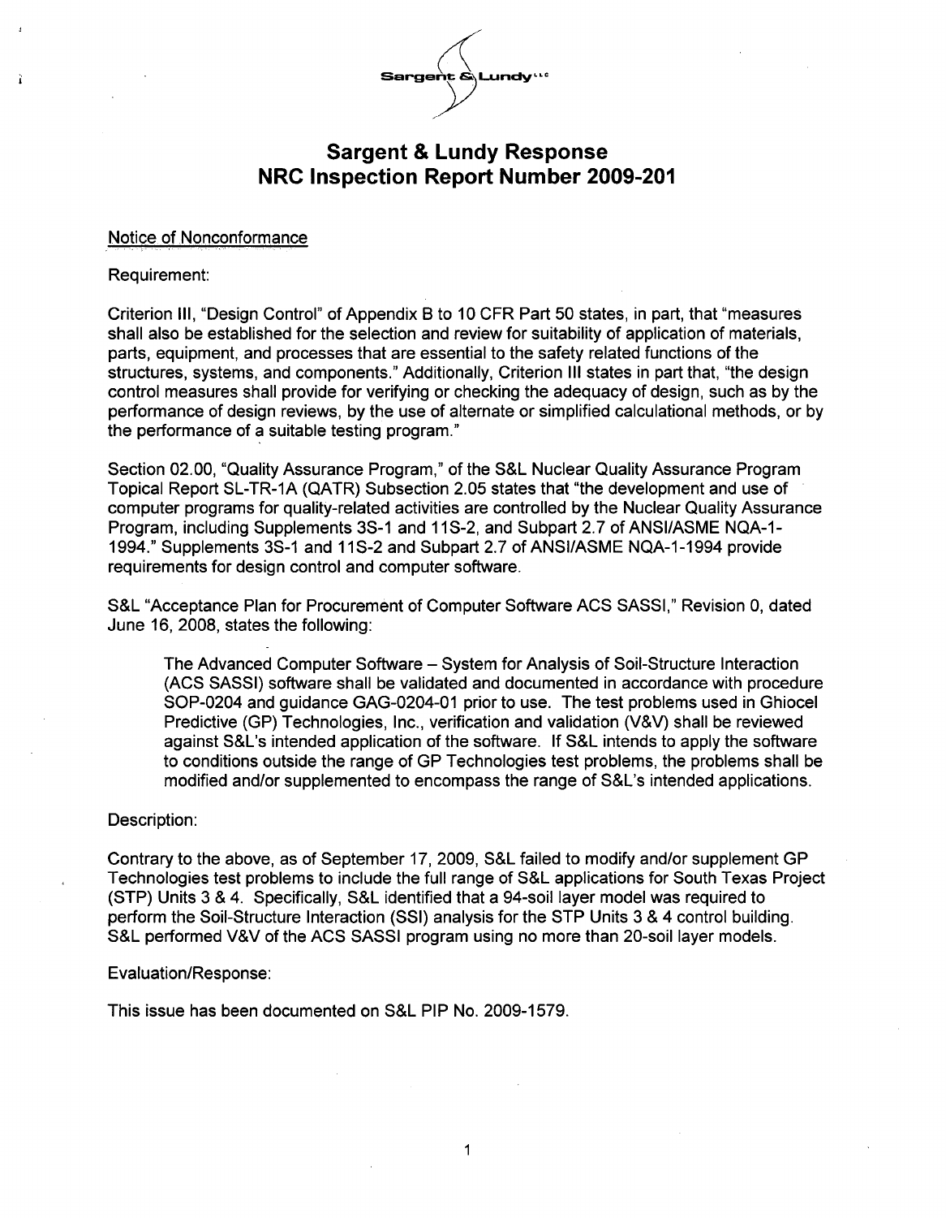Sargent & Lundy LLC

# Sargent & Lundy Response NRC Inspection Report Number 2009-201

Notice of Nonconformance

Requirement:

Criterion III, "Design Control" of Appendix B to 10 CFR Part 50 states, in part, that "measures shall also be established for the selection and review for suitability of application of materials, parts, equipment, and processes that are essential to the safety related functions of the structures, systems, and components." Additionally, Criterion III states in part that, "the design control measures shall provide for verifying or checking the adequacy of design, such as by the performance of design reviews, by the use of alternate or simplified calculational methods, or by the performance of a suitable testing program."

Section 02.00, "Quality Assurance Program," of the S&L Nuclear Quality Assurance Program Topical Report SL-TR-1A (QATR) Subsection 2.05 states that "the development and use of computer programs for quality-related activities are controlled by the Nuclear Quality Assurance Program, including Supplements 3S-1 and 11S-2, and Subpart 2.7 of ANSI/ASME NQA-1-1994." Supplements 3S-1 and 11S-2 and Subpart 2.7 of ANSI/ASME NQA-1-1994 provide requirements for design control and computer software.

S&L "Acceptance Plan for Procurement of Computer Software ACS SASSI," Revision 0, dated June 16, 2008, states the following:

> The Advanced Computer Software – System for Analysis of Soil-Structure Interaction (ACS SASSI) software shall be validated and documented in accordance with procedure SOP-0204 and guidance GAG-0204-01 prior to use. The test problems used in Ghiocel Predictive (GP) Technologies, Inc., verification and validation (V&V) shall be reviewed against S&L's intended application of the software. If S&L intends to apply the software to conditions outside the range of GP Technologies test problems, the problems shall be modified and/or supplemented to encompass the range of S&L's intended applications.

Description:

Contrary to the above, as of September 17, 2009, S&L failed to modify and/or supplement GP Technologies test problems to include the full range of S&L applications for South Texas Project (STP) Units 3 & 4. Specifically, S&L identified that a 94-soil layer model was required to perform the Soil-Structure Interaction (SSI) analysis for the STP Units 3 & 4 control building. S&L performed V&V of the ACS SASSI program using no more than 20-soil layer models.

Evaluation/Response:

This issue has been documented on S&L PIP No. 2009-1579.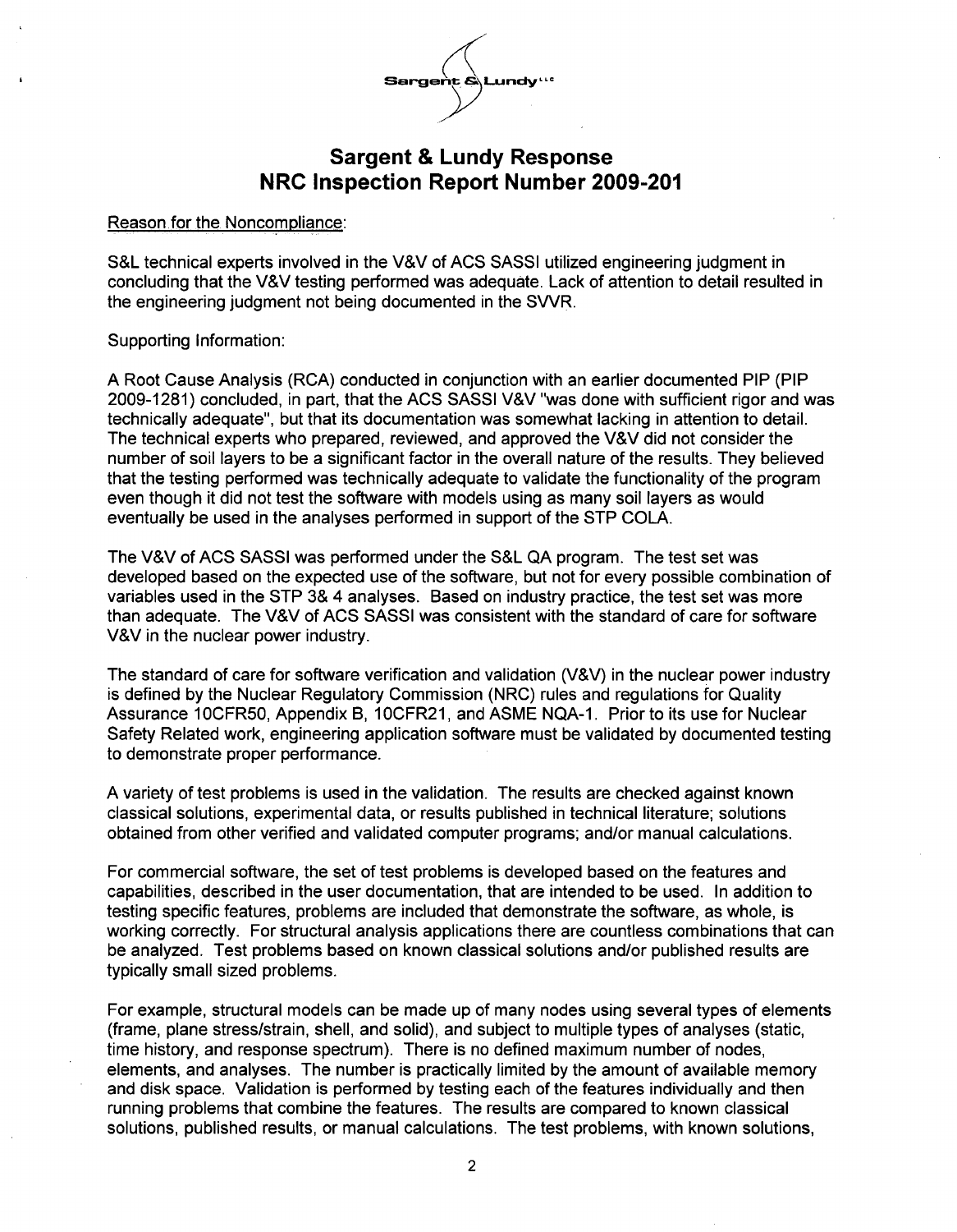# Sargent & Lundy Response
# NRC Inspection Report Number 2009-201

Reason for the Noncompliance:

S&L technical experts involved in the V&V of ACS SASSI utilized engineering judgment in concluding that the V&V testing performed was adequate. Lack of attention to detail resulted in the engineering judgment not being documented in the SVVR.

Supporting Information:

A Root Cause Analysis (RCA) conducted in conjunction with an earlier documented PIP (PIP 2009-1281) concluded, in part, that the ACS SASSI V&V "was done with sufficient rigor and was technically adequate", but that its documentation was somewhat lacking in attention to detail. The technical experts who prepared, reviewed, and approved the V&V did not consider the number of soil layers to be a significant factor in the overall nature of the results. They believed that the testing performed was technically adequate to validate the functionality of the program even though it did not test the software with models using as many soil layers as would eventually be used in the analyses performed in support of the STP COLA.

The V&V of ACS SASSI was performed under the S&L QA program. The test set was developed based on the expected use of the software, but not for every possible combination of variables used in the STP 3& 4 analyses. Based on industry practice, the test set was more than adequate. The V&V of ACS SASSI was consistent with the standard of care for software V&V in the nuclear power industry.

The standard of care for software verification and validation (V&V) in the nuclear power industry is defined by the Nuclear Regulatory Commission (NRC) rules and regulations for Quality Assurance 10CFR50, Appendix B, 10CFR21, and ASME NQA-1. Prior to its use for Nuclear Safety Related work, engineering application software must be validated by documented testing to demonstrate proper performance.

A variety of test problems is used in the validation. The results are checked against known classical solutions, experimental data, or results published in technical literature; solutions obtained from other verified and validated computer programs; and/or manual calculations.

For commercial software, the set of test problems is developed based on the features and capabilities, described in the user documentation, that are intended to be used. In addition to testing specific features, problems are included that demonstrate the software, as whole, is working correctly. For structural analysis applications there are countless combinations that can be analyzed. Test problems based on known classical solutions and/or published results are typically small sized problems.

For example, structural models can be made up of many nodes using several types of elements (frame, plane stress/strain, shell, and solid), and subject to multiple types of analyses (static, time history, and response spectrum). There is no defined maximum number of nodes, elements, and analyses. The number is practically limited by the amount of available memory and disk space. Validation is performed by testing each of the features individually and then running problems that combine the features. The results are compared to known classical solutions, published results, or manual calculations. The test problems, with known solutions,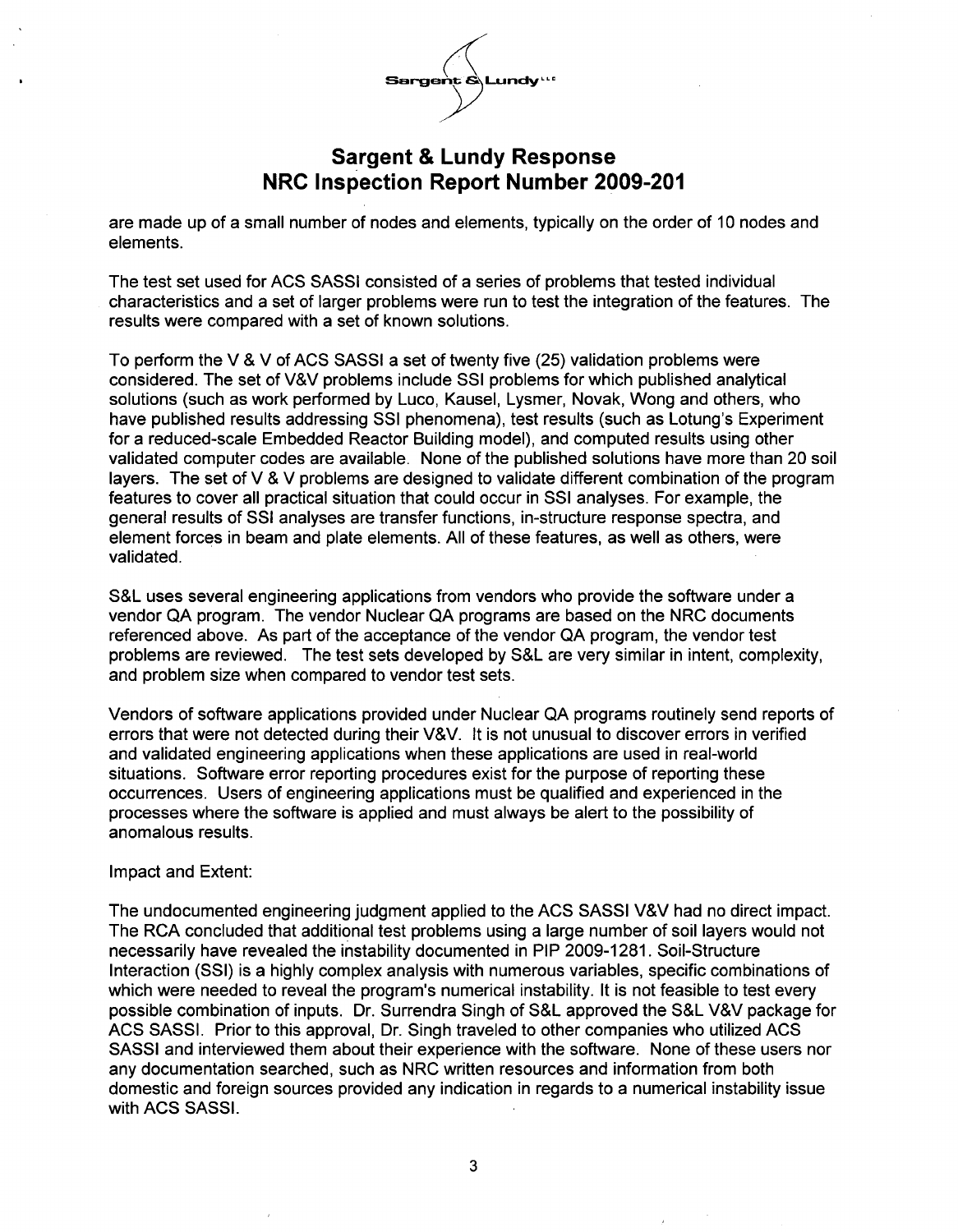are made up of a small number of nodes and elements, typically on the order of 10 nodes and elements.

The test set used for ACS SASSI consisted of a series of problems that tested individual characteristics and a set of larger problems were run to test the integration of the features. The results were compared with a set of known solutions.

To perform the V & V of ACS SASSI a set of twenty five (25) validation problems were considered. The set of V&V problems include SSI problems for which published analytical solutions (such as work performed by Luco, Kausel, Lysmer, Novak, Wong and others, who have published results addressing SSI phenomena), test results (such as Lotung's Experiment for a reduced-scale Embedded Reactor Building model), and computed results using other validated computer codes are available. None of the published solutions have more than 20 soil layers. The set of V & V problems are designed to validate different combination of the program features to cover all practical situation that could occur in SSI analyses. For example, the general results of SSI analyses are transfer functions, in-structure response spectra, and element forces in beam and plate elements. All of these features, as well as others, were validated.

S&L uses several engineering applications from vendors who provide the software under a vendor QA program. The vendor Nuclear QA programs are based on the NRC documents referenced above. As part of the acceptance of the vendor QA program, the vendor test problems are reviewed. The test sets developed by S&L are very similar in intent, complexity, and problem size when compared to vendor test sets.

Vendors of software applications provided under Nuclear QA programs routinely send reports of errors that were not detected during their V&V. It is not unusual to discover errors in verified and validated engineering applications when these applications are used in real-world situations. Software error reporting procedures exist for the purpose of reporting these occurrences. Users of engineering applications must be qualified and experienced in the processes where the software is applied and must always be alert to the possibility of anomalous results.

Impact and Extent:

The undocumented engineering judgment applied to the ACS SASSI V&V had no direct impact. The RCA concluded that additional test problems using a large number of soil layers would not necessarily have revealed the instability documented in PIP 2009-1281. Soil-Structure Interaction (SSI) is a highly complex analysis with numerous variables, specific combinations of which were needed to reveal the program's numerical instability. It is not feasible to test every possible combination of inputs. Dr. Surrendra Singh of S&L approved the S&L V&V package for ACS SASSI. Prior to this approval, Dr. Singh traveled to other companies who utilized ACS SASSI and interviewed them about their experience with the software. None of these users nor any documentation searched, such as NRC written resources and information from both domestic and foreign sources provided any indication in regards to a numerical instability issue with ACS SASSI.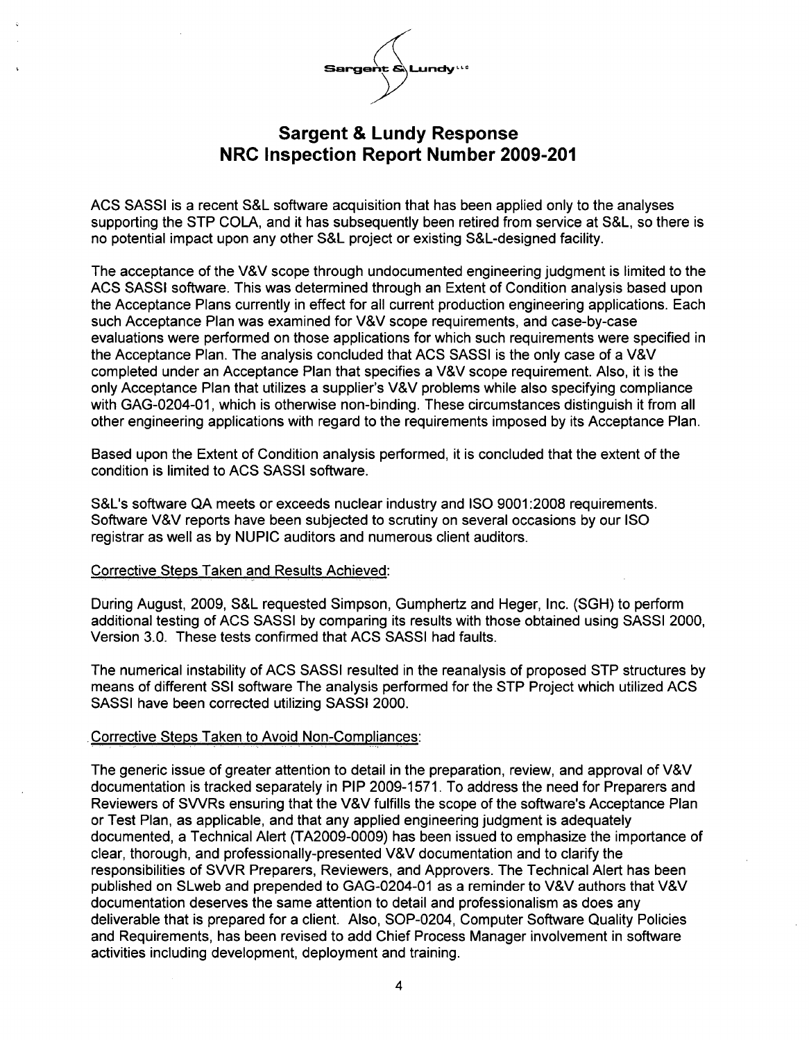# Sargent & Lundy Response
# NRC Inspection Report Number 2009-201

ACS SASSI is a recent S&L software acquisition that has been applied only to the analyses supporting the STP COLA, and it has subsequently been retired from service at S&L, so there is no potential impact upon any other S&L project or existing S&L-designed facility.

The acceptance of the V&V scope through undocumented engineering judgment is limited to the ACS SASSI software. This was determined through an Extent of Condition analysis based upon the Acceptance Plans currently in effect for all current production engineering applications. Each such Acceptance Plan was examined for V&V scope requirements, and case-by-case evaluations were performed on those applications for which such requirements were specified in the Acceptance Plan. The analysis concluded that ACS SASSI is the only case of a V&V completed under an Acceptance Plan that specifies a V&V scope requirement. Also, it is the only Acceptance Plan that utilizes a supplier's V&V problems while also specifying compliance with GAG-0204-01, which is otherwise non-binding. These circumstances distinguish it from all other engineering applications with regard to the requirements imposed by its Acceptance Plan.

Based upon the Extent of Condition analysis performed, it is concluded that the extent of the condition is limited to ACS SASSI software.

S&L's software QA meets or exceeds nuclear industry and ISO 9001:2008 requirements. Software V&V reports have been subjected to scrutiny on several occasions by our ISO registrar as well as by NUPIC auditors and numerous client auditors.

Corrective Steps Taken and Results Achieved:

During August, 2009, S&L requested Simpson, Gumphertz and Heger, Inc. (SGH) to perform additional testing of ACS SASSI by comparing its results with those obtained using SASSI 2000, Version 3.0. These tests confirmed that ACS SASSI had faults.

The numerical instability of ACS SASSI resulted in the reanalysis of proposed STP structures by means of different SSI software The analysis performed for the STP Project which utilized ACS SASSI have been corrected utilizing SASSI 2000.

Corrective Steps Taken to Avoid Non-Compliances:

The generic issue of greater attention to detail in the preparation, review, and approval of V&V documentation is tracked separately in PIP 2009-1571. To address the need for Preparers and Reviewers of SVVRs ensuring that the V&V fulfills the scope of the software's Acceptance Plan or Test Plan, as applicable, and that any applied engineering judgment is adequately documented, a Technical Alert (TA2009-0009) has been issued to emphasize the importance of clear, thorough, and professionally-presented V&V documentation and to clarify the responsibilities of SVVR Preparers, Reviewers, and Approvers. The Technical Alert has been published on SLweb and prepended to GAG-0204-01 as a reminder to V&V authors that V&V documentation deserves the same attention to detail and professionalism as does any deliverable that is prepared for a client. Also, SOP-0204, Computer Software Quality Policies and Requirements, has been revised to add Chief Process Manager involvement in software activities including development, deployment and training.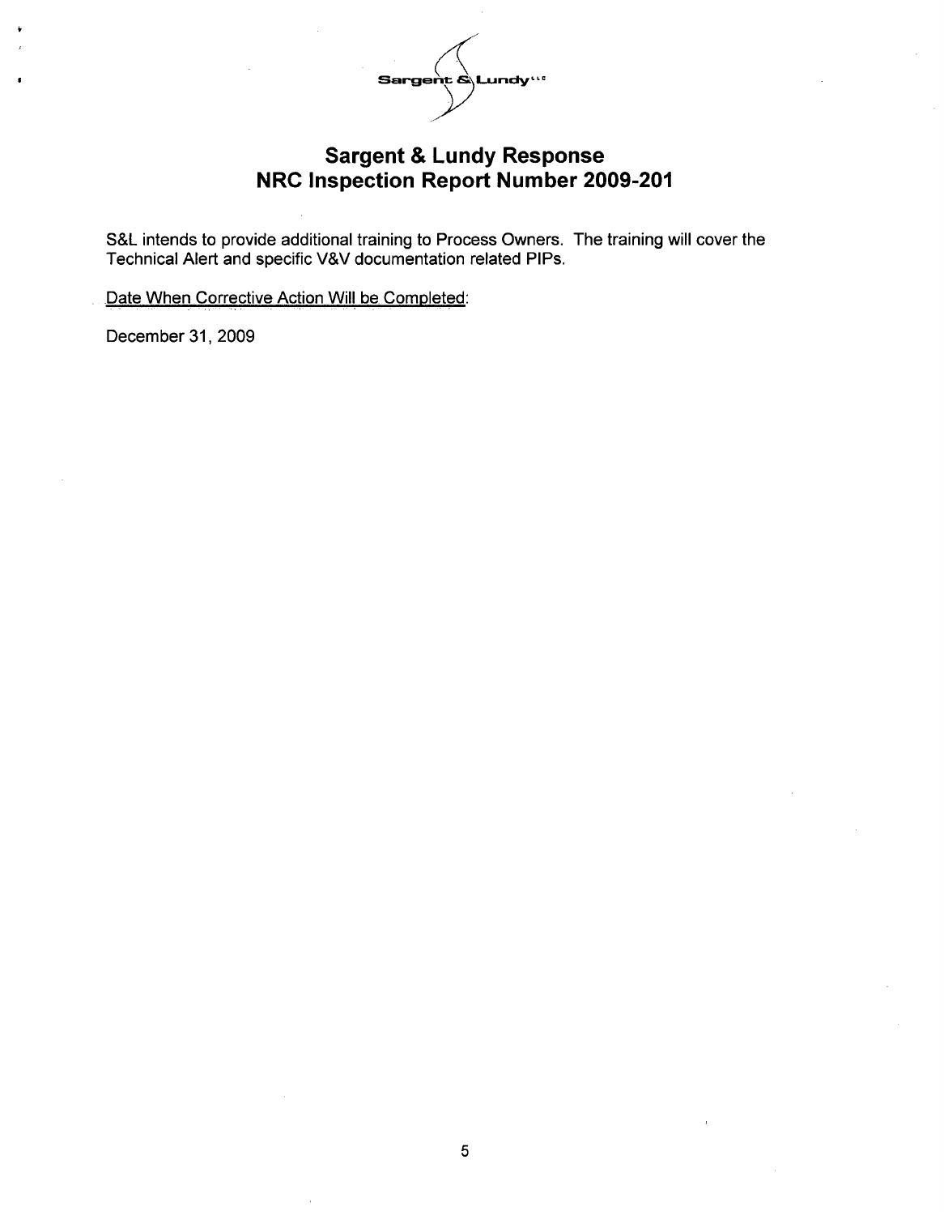Sargent & Lundy LLC

# Sargent & Lundy Response
# NRC Inspection Report Number 2009-201

S&L intends to provide additional training to Process Owners. The training will cover the Technical Alert and specific V&V documentation related PIPs.

Date When Corrective Action Will be Completed:

December 31, 2009